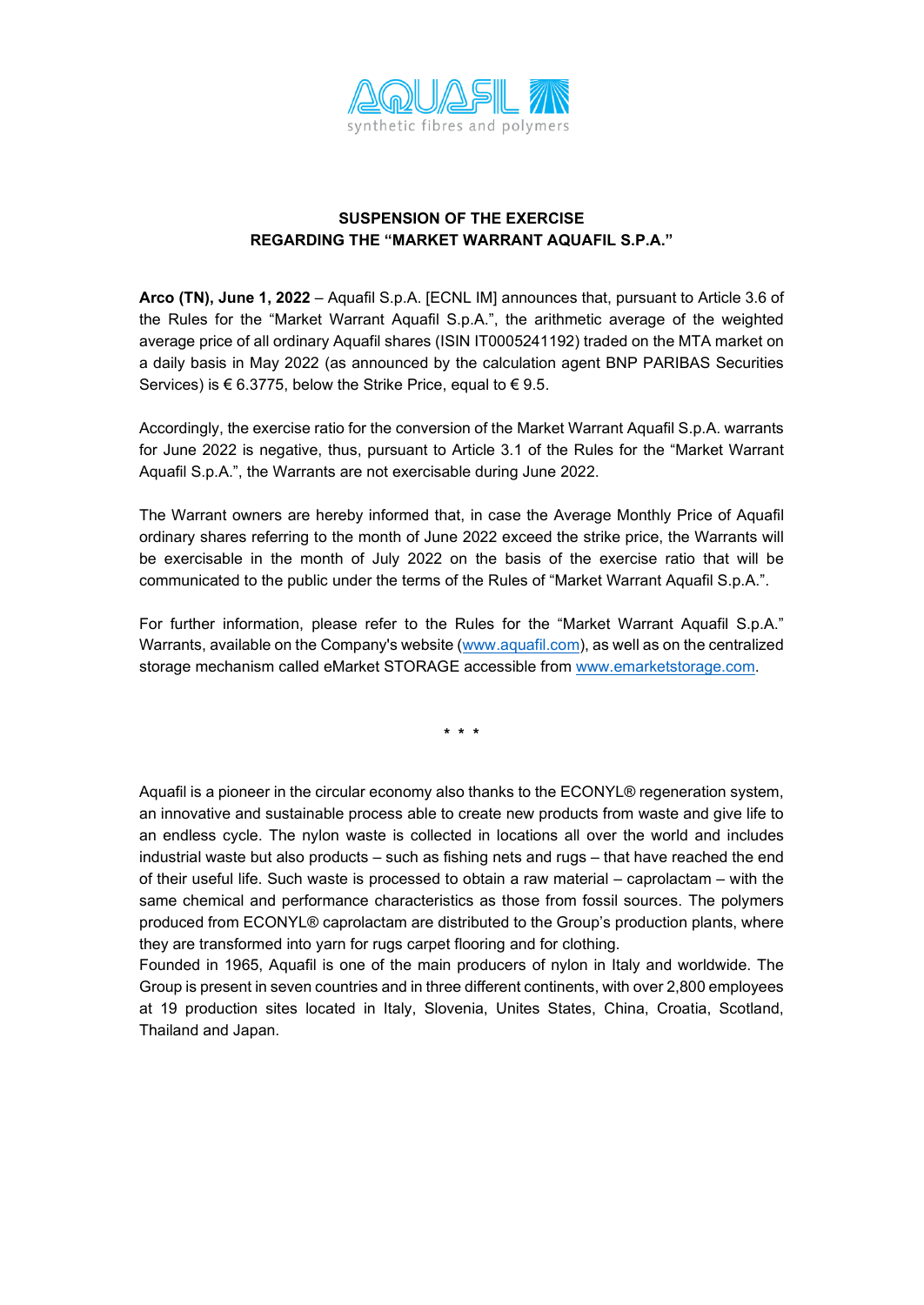## SUSPENSION OF THE EXERCISE REGARDING THE "MARKET WARRANT AQUAFIL S.P.A."

**Arco (TN), June 1, 2022** – Aquafil S.p.A. [ECNL IM] announces that, pursuant to Article 3.6 of the Rules for the "Market Warrant Aquafil S.p.A.", the arithmetic average of the weighted average price of all ordinary Aquafil shares (ISIN IT0005241192) traded on the MTA market on a daily basis in May 2022 (as announced by the calculation agent BNP PARIBAS Securities Services) is € 6.3775, below the Strike Price, equal to € 9.5.

Accordingly, the exercise ratio for the conversion of the Market Warrant Aquafil S.p.A. warrants for June 2022 is negative, thus, pursuant to Article 3.1 of the Rules for the "Market Warrant Aquafil S.p.A.", the Warrants are not exercisable during June 2022.

The Warrant owners are hereby informed that, in case the Average Monthly Price of Aquafil ordinary shares referring to the month of June 2022 exceed the strike price, the Warrants will be exercisable in the month of July 2022 on the basis of the exercise ratio that will be communicated to the public under the terms of the Rules of "Market Warrant Aquafil S.p.A.".

For further information, please refer to the Rules for the "Market Warrant Aquafil S.p.A." Warrants, available on the Company's website (www.aquafil.com), as well as on the centralized storage mechanism called eMarket STORAGE accessible from www.emarketstorage.com.

\* \* \*

Aquafil is a pioneer in the circular economy also thanks to the ECONYL® regeneration system, an innovative and sustainable process able to create new products from waste and give life to an endless cycle. The nylon waste is collected in locations all over the world and includes industrial waste but also products – such as fishing nets and rugs – that have reached the end of their useful life. Such waste is processed to obtain a raw material – caprolactam – with the same chemical and performance characteristics as those from fossil sources. The polymers produced from ECONYL® caprolactam are distributed to the Group's production plants, where they are transformed into yarn for rugs carpet flooring and for clothing.

Founded in 1965, Aquafil is one of the main producers of nylon in Italy and worldwide. The Group is present in seven countries and in three different continents, with over 2,800 employees at 19 production sites located in Italy, Slovenia, Unites States, China, Croatia, Scotland, Thailand and Japan.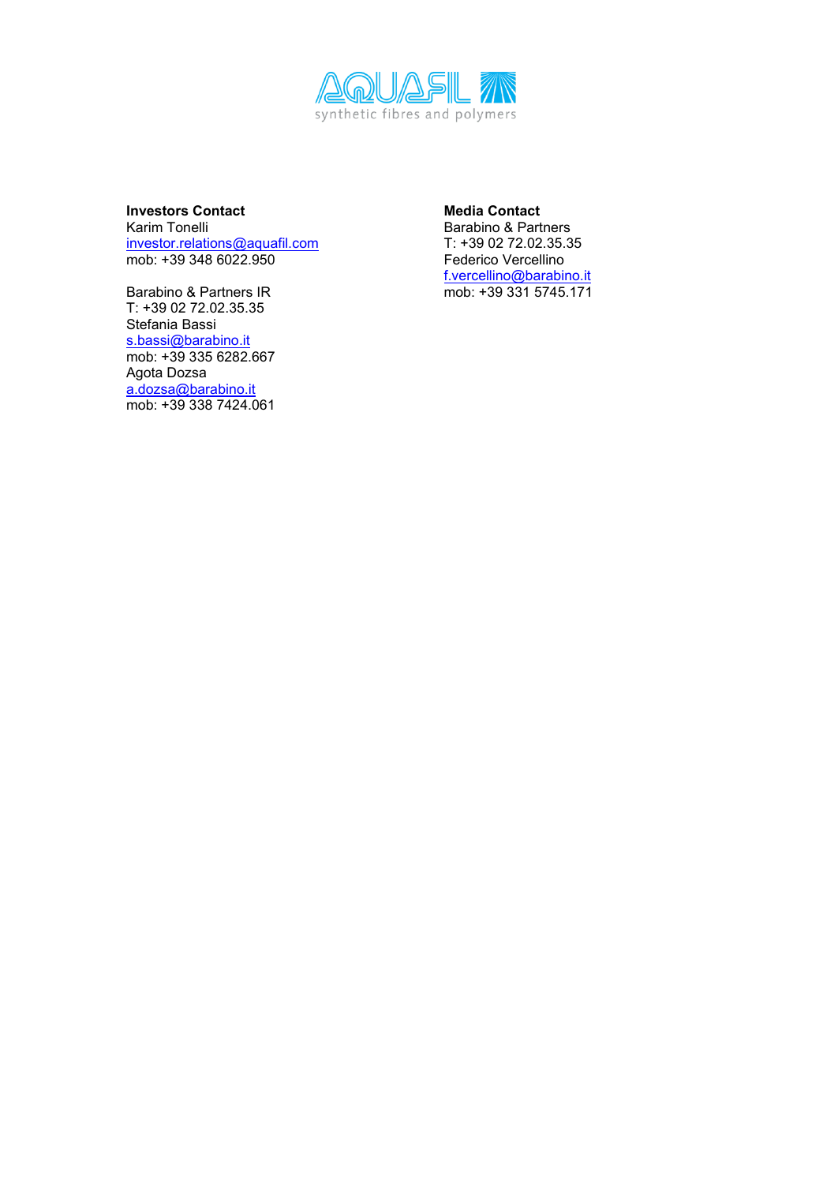**Investors Contact**
Karim Tonelli
investor.relations@aquafil.com
mob: +39 348 6022.950

Barabino & Partners IR
T: +39 02 72.02.35.35
Stefania Bassi
s.bassi@barabino.it
mob: +39 335 6282.667
Agota Dozsa
a.dozsa@barabino.it
mob: +39 338 7424.061

**Media Contact**
Barabino & Partners
T: +39 02 72.02.35.35
Federico Vercellino
f.vercellino@barabino.it
mob: +39 331 5745.171